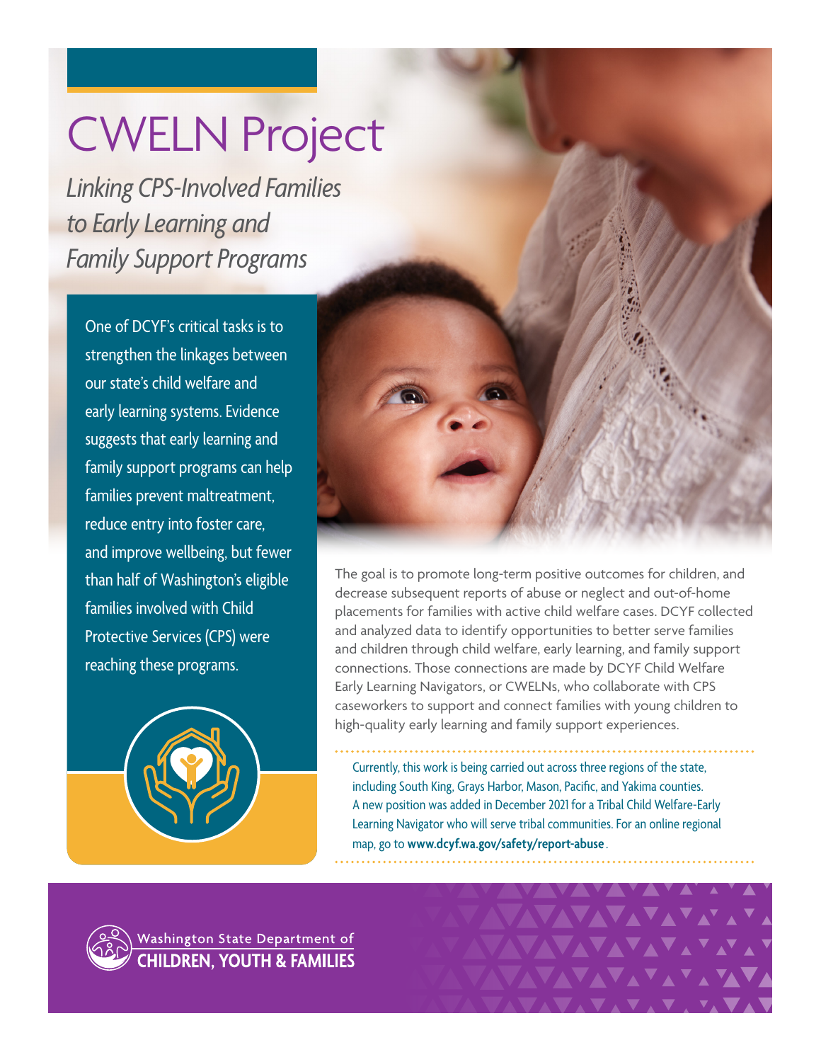# CWELN Project

*Linking CPS-Involved Families to Early Learning and Family Support Programs*

One of DCYF's critical tasks is to strengthen the linkages between our state's child welfare and early learning systems. Evidence suggests that early learning and family support programs can help families prevent maltreatment, reduce entry into foster care, and improve wellbeing, but fewer than half of Washington's eligible families involved with Child Protective Services (CPS) were reaching these programs.

The goal is to promote long-term positive outcomes for children, and decrease subsequent reports of abuse or neglect and out-of-home placements for families with active child welfare cases. DCYF collected and analyzed data to identify opportunities to better serve families and children through child welfare, early learning, and family support connections. Those connections are made by DCYF Child Welfare Early Learning Navigators, or CWELNs, who collaborate with CPS caseworkers to support and connect families with young children to high-quality early learning and family support experiences.

Currently, this work is being carried out across three regions of the state, including South King, Grays Harbor, Mason, Pacific, and Yakima counties. A new position was added in December 2021 for a Tribal Child Welfare-Early Learning Navigator who will serve tribal communities. For an online regional map, go to **www.dcyf.wa.gov/safety/report-abuse**.

Washington State Department of **CHILDREN, YOUTH & FAMILIES**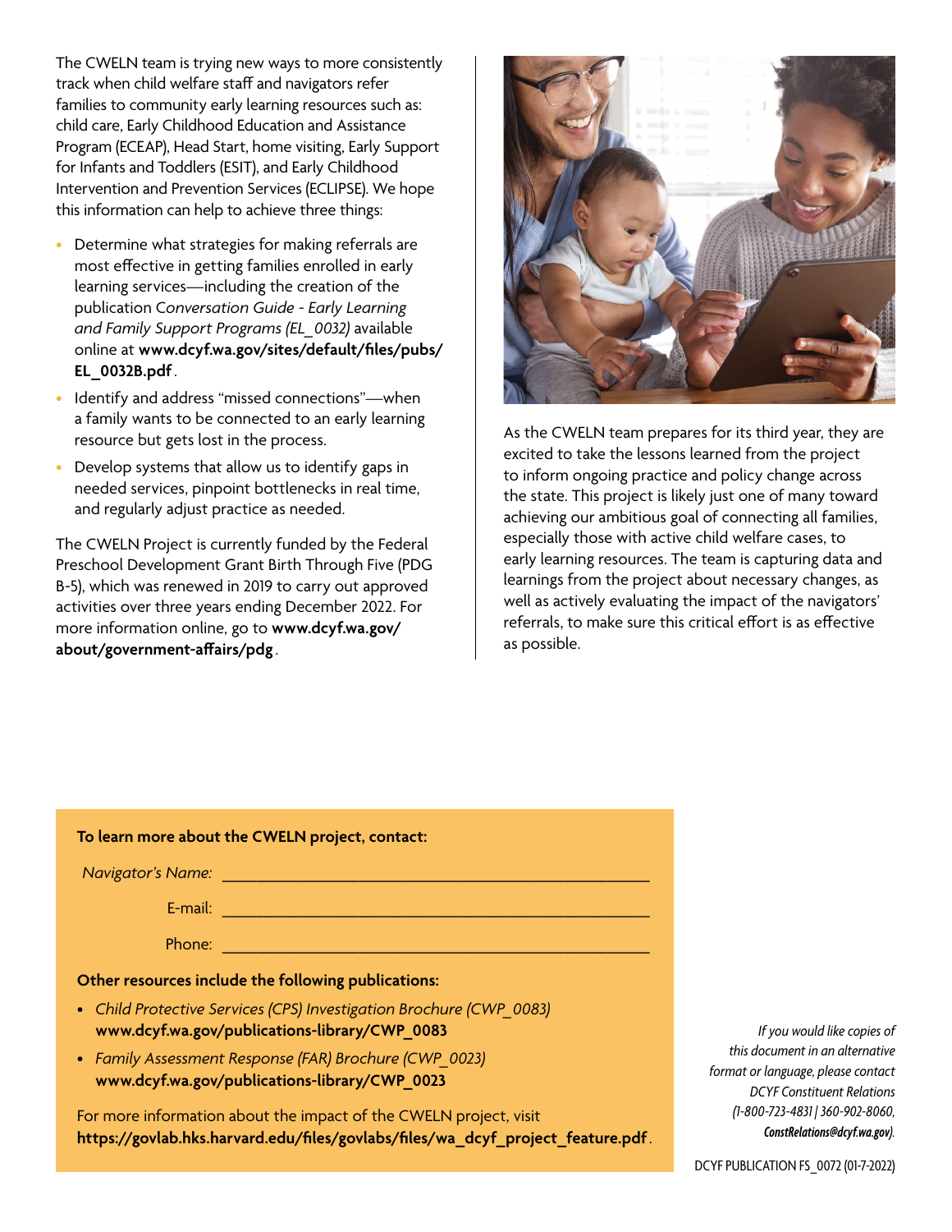The CWELN team is trying new ways to more consistently track when child welfare staff and navigators refer families to community early learning resources such as: child care, Early Childhood Education and Assistance Program (ECEAP), Head Start, home visiting, Early Support for Infants and Toddlers (ESIT), and Early Childhood Intervention and Prevention Services (ECLIPSE). We hope this information can help to achieve three things:

- Determine what strategies for making referrals are most effective in getting families enrolled in early learning services—including the creation of the publication *Conversation Guide - Early Learning and Family Support Programs (EL_0032)* available online at **www.dcyf.wa.gov/sites/default/files/pubs/EL_0032B.pdf**.
- Identify and address "missed connections"—when a family wants to be connected to an early learning resource but gets lost in the process.
- Develop systems that allow us to identify gaps in needed services, pinpoint bottlenecks in real time, and regularly adjust practice as needed.

The CWELN Project is currently funded by the Federal Preschool Development Grant Birth Through Five (PDG B-5), which was renewed in 2019 to carry out approved activities over three years ending December 2022. For more information online, go to **www.dcyf.wa.gov/about/government-affairs/pdg**.

As the CWELN team prepares for its third year, they are excited to take the lessons learned from the project to inform ongoing practice and policy change across the state. This project is likely just one of many toward achieving our ambitious goal of connecting all families, especially those with active child welfare cases, to early learning resources. The team is capturing data and learnings from the project about necessary changes, as well as actively evaluating the impact of the navigators' referrals, to make sure this critical effort is as effective as possible.

**To learn more about the CWELN project, contact:**

*Navigator's Name:* ______________________________

E-mail: ______________________________

Phone: ______________________________

**Other resources include the following publications:**

- *Child Protective Services (CPS) Investigation Brochure (CWP_0083)* **www.dcyf.wa.gov/publications-library/CWP_0083**
- *Family Assessment Response (FAR) Brochure (CWP_0023)* **www.dcyf.wa.gov/publications-library/CWP_0023**

For more information about the impact of the CWELN project, visit **https://govlab.hks.harvard.edu/files/govlabs/files/wa_dcyf_project_feature.pdf**.

*If you would like copies of this document in an alternative format or language, please contact DCYF Constituent Relations (1-800-723-4831 | 360-902-8060, **ConstRelations@dcyf.wa.gov**).*

DCYF PUBLICATION FS_0072 (01-7-2022)